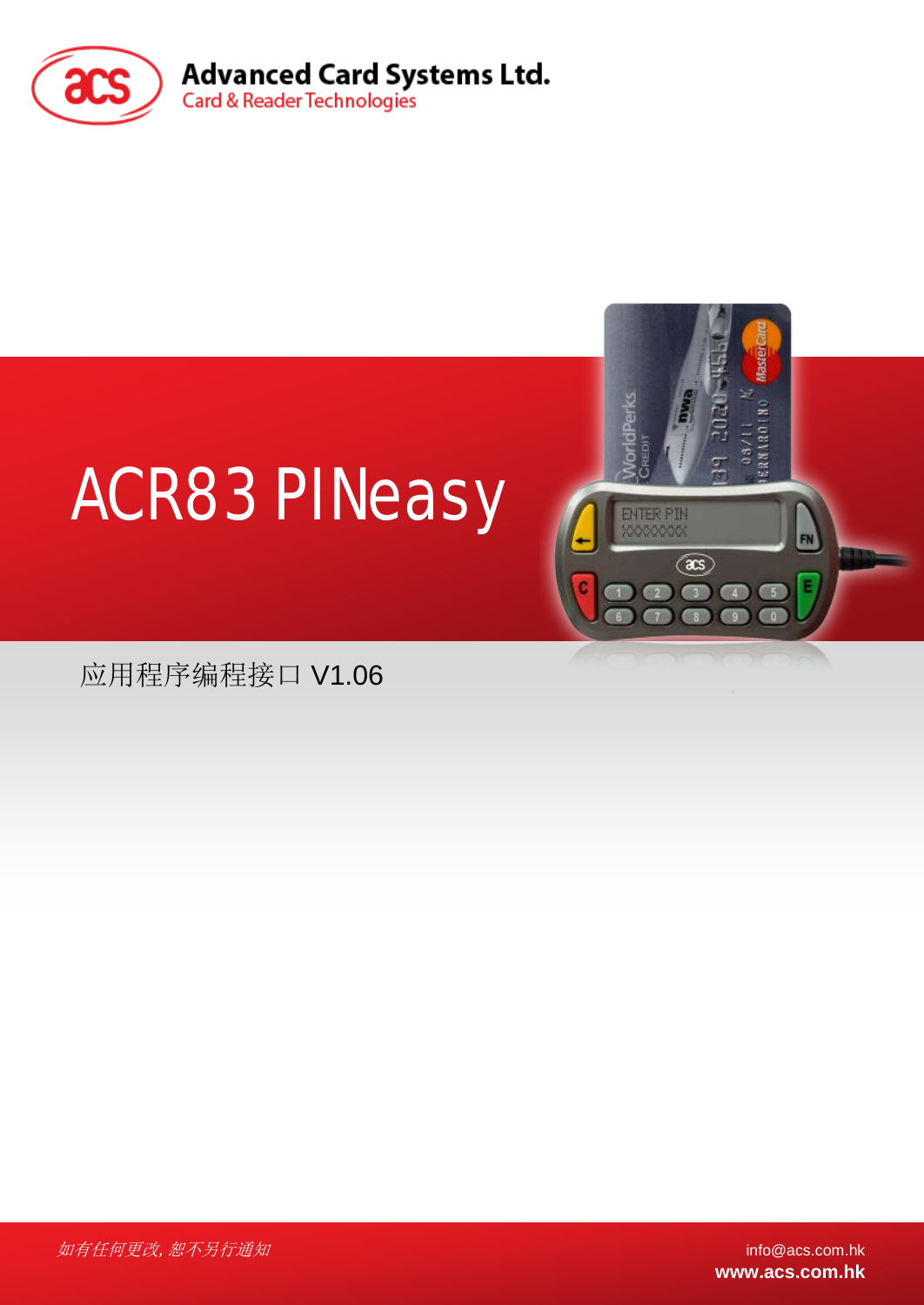Advanced Card Systems Ltd.

Card & Reader Technologies

# ACR83 PINeasy

应用程序编程接口 V1.06

*如有任何更改，恕不另行通知*

info@acs.com.hk

**www.acs.com.hk**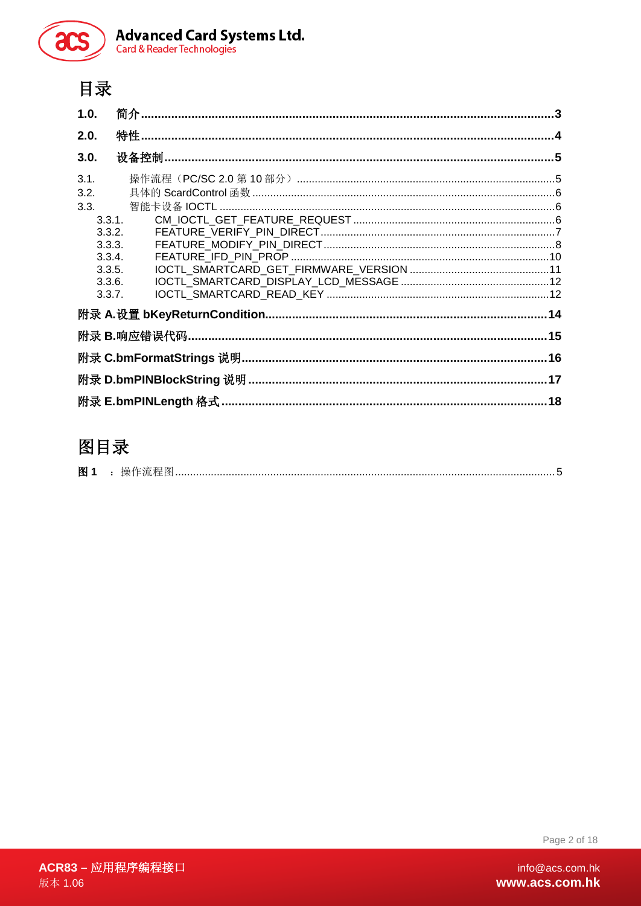# 目录

**1.0. 简介 .......... 3**

**2.0. 特性 .......... 4**

**3.0. 设备控制 .......... 5**

3.1. 操作流程（PC/SC 2.0 第 10 部分） .......... 5

3.2. 具体的 ScardControl 函数 .......... 6

3.3. 智能卡设备 IOCTL .......... 6

3.3.1. CM_IOCTL_GET_FEATURE_REQUEST .......... 6

3.3.2. FEATURE_VERIFY_PIN_DIRECT .......... 7

3.3.3. FEATURE_MODIFY_PIN_DIRECT .......... 8

3.3.4. FEATURE_IFD_PIN_PROP .......... 10

3.3.5. IOCTL_SMARTCARD_GET_FIRMWARE_VERSION .......... 11

3.3.6. IOCTL_SMARTCARD_DISPLAY_LCD_MESSAGE .......... 12

3.3.7. IOCTL_SMARTCARD_READ_KEY .......... 12

**附录 A.设置 bKeyReturnCondition. .......... 14**

**附录 B.响应错误代码 .......... 15**

**附录 C.bmFormatStrings 说明 .......... 16**

**附录 D.bmPINBlockString 说明 .......... 17**

**附录 E.bmPINLength 格式 .......... 18**

# 图目录

**图 1** ：操作流程图 .......... 5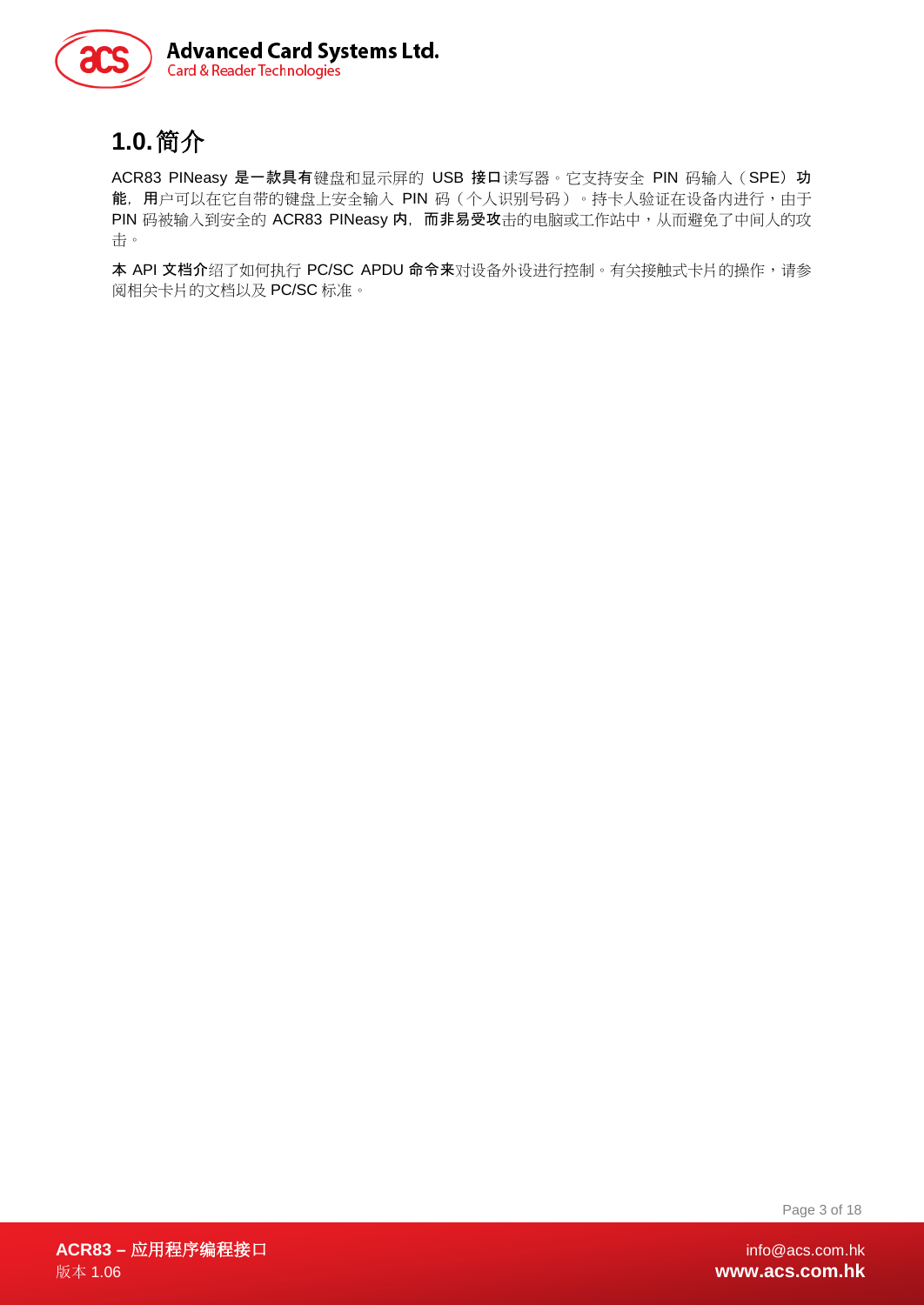# 1.0. 简介

ACR83 PINeasy 是一款具有键盘和显示屏的 USB 接口读写器。它支持安全 PIN 码输入（SPE）功能，用户可以在它自带的键盘上安全输入 PIN 码（个人识别号码）。持卡人验证在设备内进行，由于 PIN 码被输入到安全的 ACR83 PINeasy 内，而非易受攻击的电脑或工作站中，从而避免了中间人的攻击。

本 API 文档介绍了如何执行 PC/SC APDU 命令来对设备外设进行控制。有关接触式卡片的操作，请参阅相关卡片的文档以及 PC/SC 标准。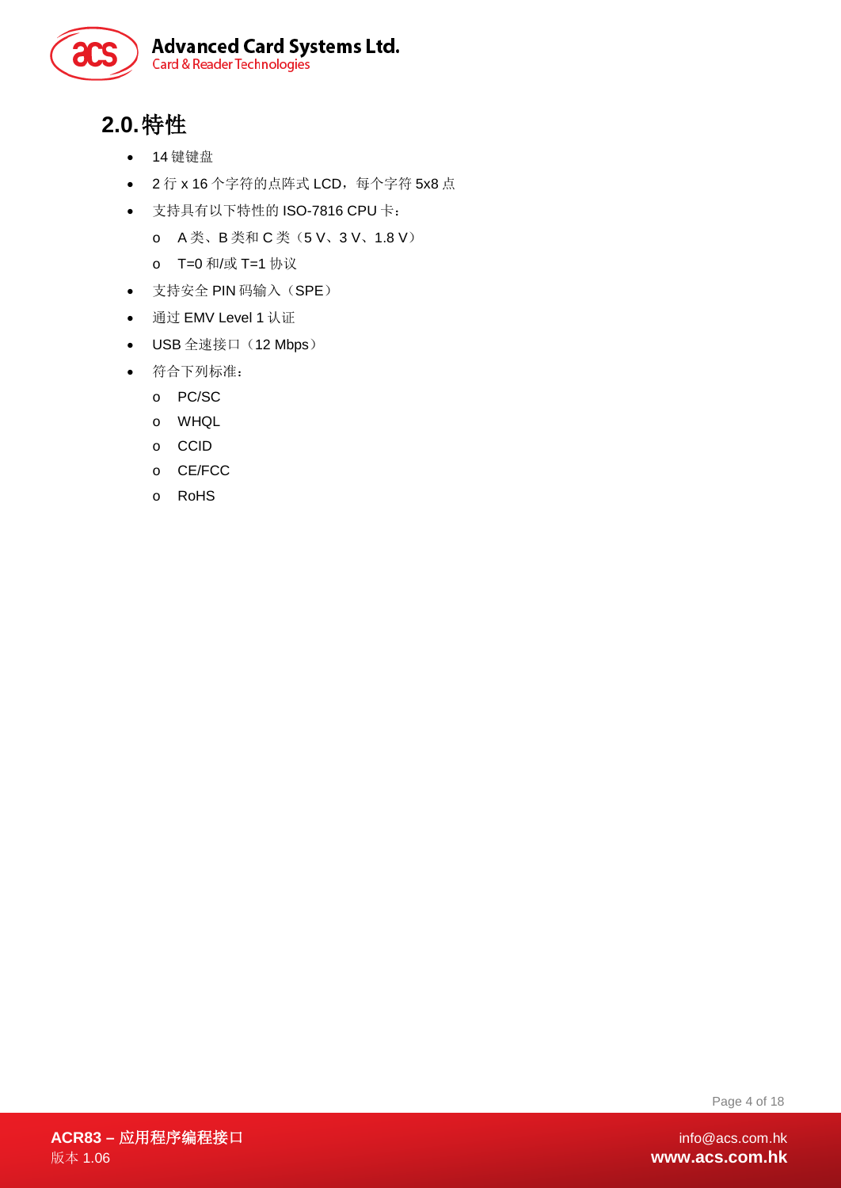## 2.0. 特性

- 14 键键盘
- 2 行 x 16 个字符的点阵式 LCD，每个字符 5x8 点
- 支持具有以下特性的 ISO-7816 CPU 卡：
    - A 类、B 类和 C 类（5 V、3 V、1.8 V）
    - T=0 和/或 T=1 协议
- 支持安全 PIN 码输入（SPE）
- 通过 EMV Level 1 认证
- USB 全速接口（12 Mbps）
- 符合下列标准：
    - PC/SC
    - WHQL
    - CCID
    - CE/FCC
    - RoHS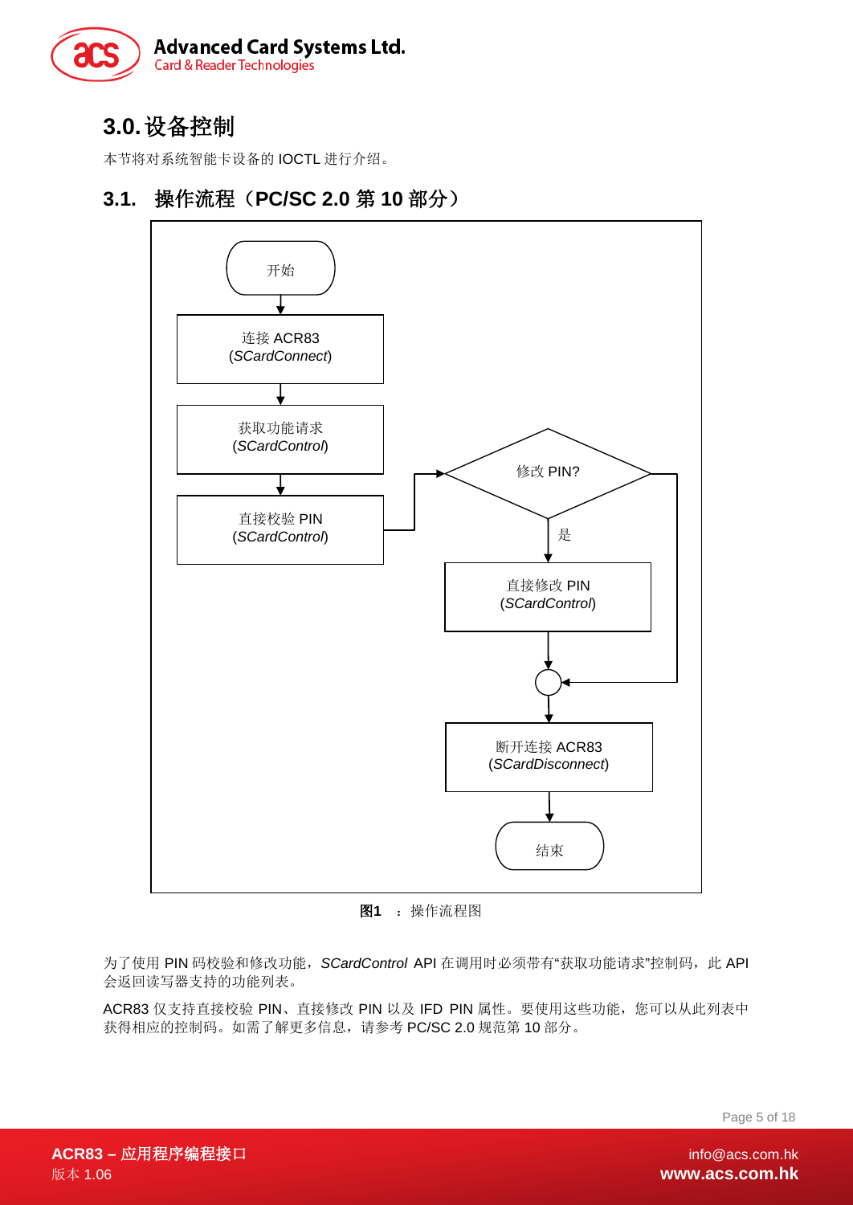## 3.0. 设备控制

本节将对系统智能卡设备的 IOCTL 进行介绍。

### 3.1. 操作流程（PC/SC 2.0 第 10 部分）

图1 ：操作流程图

为了使用 PIN 码校验和修改功能，*SCardControl* API 在调用时必须带有“获取功能请求”控制码，此 API 会返回读写器支持的功能列表。

ACR83 仅支持直接校验 PIN、直接修改 PIN 以及 IFD PIN 属性。要使用这些功能，您可以从此列表中获得相应的控制码。如需了解更多信息，请参考 PC/SC 2.0 规范第 10 部分。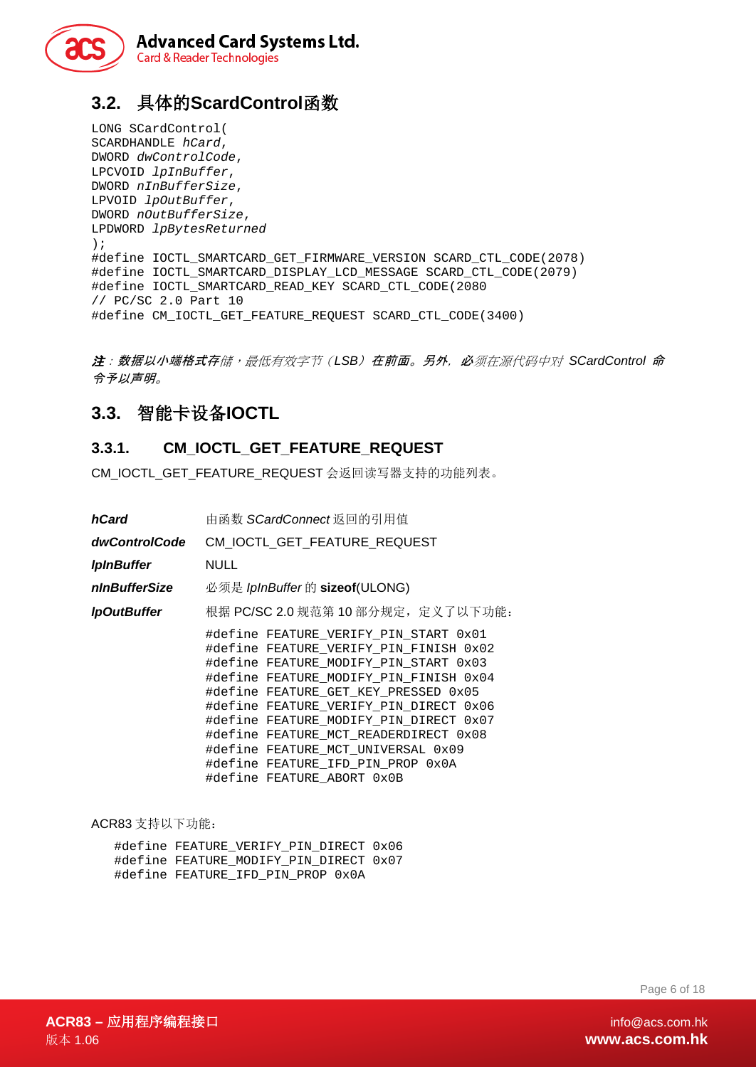## 3.2. 具体的ScardControl函数

```
LONG SCardControl(
SCARDHANDLE hCard,
DWORD dwControlCode,
LPCVOID lpInBuffer,
DWORD nInBufferSize,
LPVOID lpOutBuffer,
DWORD nOutBufferSize,
LPDWORD lpBytesReturned
);
#define IOCTL_SMARTCARD_GET_FIRMWARE_VERSION SCARD_CTL_CODE(2078)
#define IOCTL_SMARTCARD_DISPLAY_LCD_MESSAGE SCARD_CTL_CODE(2079)
#define IOCTL_SMARTCARD_READ_KEY SCARD_CTL_CODE(2080
// PC/SC 2.0 Part 10
#define CM_IOCTL_GET_FEATURE_REQUEST SCARD_CTL_CODE(3400)
```

***注**：数据以小端格式存储，最低有效字节（LSB）在前面。另外，必须在源代码中对 SCardControl 命令予以声明。*

## 3.3. 智能卡设备IOCTL

### 3.3.1. CM_IOCTL_GET_FEATURE_REQUEST

CM_IOCTL_GET_FEATURE_REQUEST 会返回读写器支持的功能列表。

| | |
|---|---|
| ***hCard*** | 由函数 *SCardConnect* 返回的引用值 |
| ***dwControlCode*** | CM_IOCTL_GET_FEATURE_REQUEST |
| ***lpInBuffer*** | NULL |
| ***nInBufferSize*** | 必须是 *lpInBuffer* 的 **sizeof**(ULONG) |
| ***lpOutBuffer*** | 根据 PC/SC 2.0 规范第 10 部分规定，定义了以下功能： |

```
#define FEATURE_VERIFY_PIN_START 0x01
#define FEATURE_VERIFY_PIN_FINISH 0x02
#define FEATURE_MODIFY_PIN_START 0x03
#define FEATURE_MODIFY_PIN_FINISH 0x04
#define FEATURE_GET_KEY_PRESSED 0x05
#define FEATURE_VERIFY_PIN_DIRECT 0x06
#define FEATURE_MODIFY_PIN_DIRECT 0x07
#define FEATURE_MCT_READERDIRECT 0x08
#define FEATURE_MCT_UNIVERSAL 0x09
#define FEATURE_IFD_PIN_PROP 0x0A
#define FEATURE_ABORT 0x0B
```

ACR83 支持以下功能：

```
#define FEATURE_VERIFY_PIN_DIRECT 0x06
#define FEATURE_MODIFY_PIN_DIRECT 0x07
#define FEATURE_IFD_PIN_PROP 0x0A
```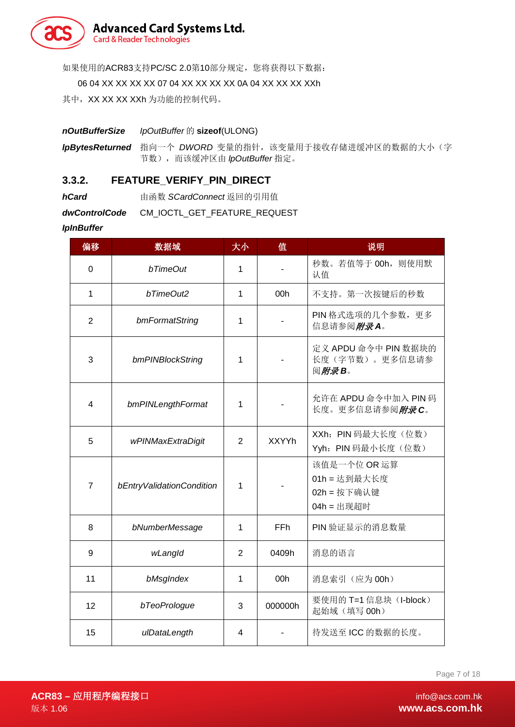如果使用的ACR83支持PC/SC 2.0第10部分规定，您将获得以下数据：

06 04 XX XX XX XX 07 04 XX XX XX XX 0A 04 XX XX XX XXh

其中，XX XX XX XXh 为功能的控制代码。

***nOutBufferSize*** *lpOutBuffer* 的 **sizeof**(ULONG)

***lpBytesReturned*** 指向一个 *DWORD* 变量的指针，该变量用于接收存储进缓冲区的数据的大小（字节数），而该缓冲区由 *lpOutBuffer* 指定。

### 3.3.2. FEATURE_VERIFY_PIN_DIRECT

***hCard*** 由函数 *SCardConnect* 返回的引用值

***dwControlCode*** CM_IOCTL_GET_FEATURE_REQUEST

***lpInBuffer***

| 偏移 | 数据域 | 大小 | 值 | 说明 |
|---|---|---|---|---|
| 0 | *bTimeOut* | 1 | - | 秒数。若值等于 00h，则使用默认值 |
| 1 | *bTimeOut2* | 1 | 00h | 不支持。第一次按键后的秒数 |
| 2 | *bmFormatString* | 1 | - | PIN 格式选项的几个参数，更多信息请参阅***附录 A***。 |
| 3 | *bmPINBlockString* | 1 | - | 定义 APDU 命令中 PIN 数据块的长度（字节数）。更多信息请参阅***附录 B***。 |
| 4 | *bmPINLengthFormat* | 1 | - | 允许在 APDU 命令中加入 PIN 码长度。更多信息请参阅***附录 C***。 |
| 5 | *wPINMaxExtraDigit* | 2 | XXYYh | XXh：PIN 码最大长度（位数）<br>Yyh：PIN 码最小长度（位数） |
| 7 | *bEntryValidationCondition* | 1 | - | 该值是一个位 OR 运算<br>01h = 达到最大长度<br>02h = 按下确认键<br>04h = 出现超时 |
| 8 | *bNumberMessage* | 1 | FFh | PIN 验证显示的消息数量 |
| 9 | *wLangId* | 2 | 0409h | 消息的语言 |
| 11 | *bMsgIndex* | 1 | 00h | 消息索引（应为 00h） |
| 12 | *bTeoPrologue* | 3 | 000000h | 要使用的 T=1 信息块（I-block）起始域（填写 00h） |
| 15 | *ulDataLength* | 4 | - | 待发送至 ICC 的数据的长度。 |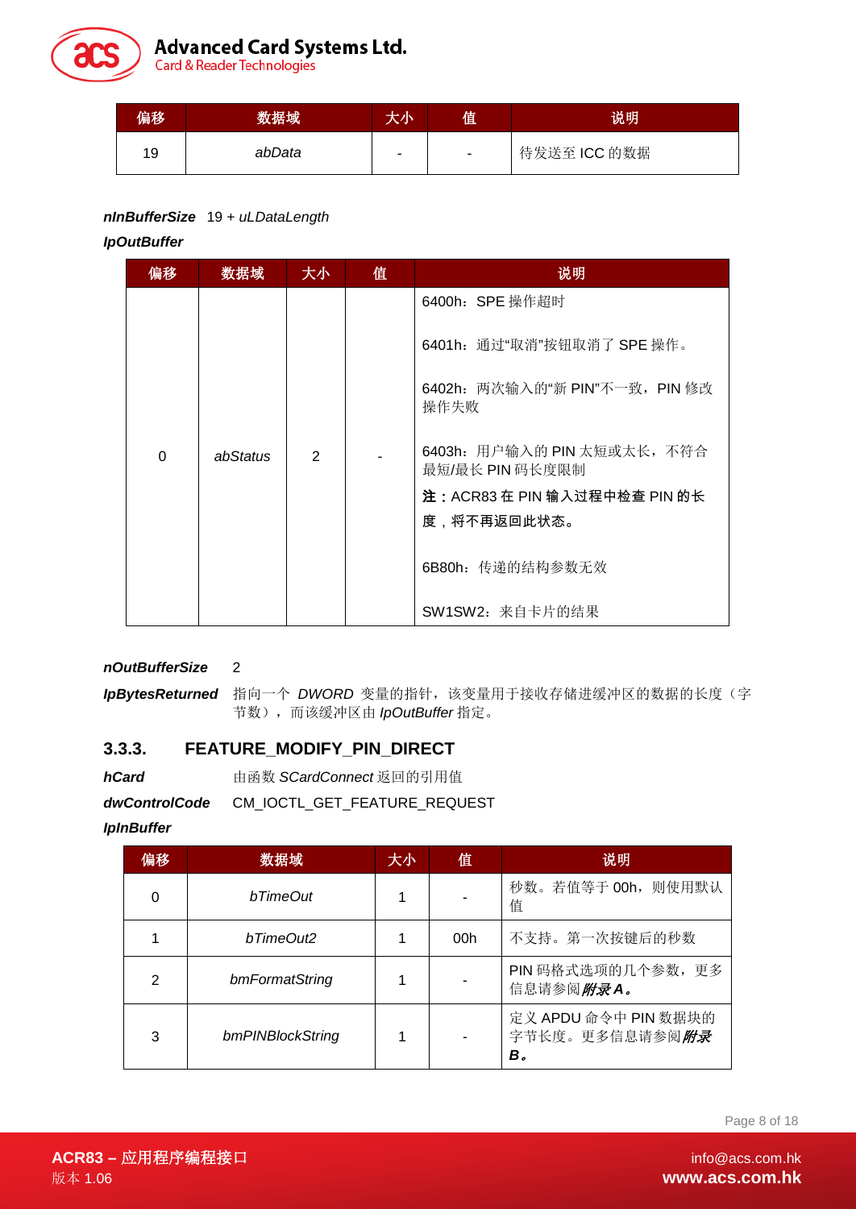| 偏移 | 数据域 | 大小 | 值 | 说明 |
|---|---|---|---|---|
| 19 | *abData* | - | - | 待发送至 ICC 的数据 |

***nInBufferSize*** 19 + *uLDataLength*

***lpOutBuffer***

| 偏移 | 数据域 | 大小 | 值 | 说明 |
|---|---|---|---|---|
| 0 | *abStatus* | 2 | - | 6400h：SPE 操作超时<br><br>6401h：通过"取消"按钮取消了 SPE 操作。<br><br>6402h：两次输入的"新 PIN"不一致，PIN 修改操作失败<br><br>6403h：用户输入的 PIN 太短或太长，不符合最短/最长 PIN 码长度限制<br>**注：ACR83 在 PIN 输入过程中检查 PIN 的长度，将不再返回此状态。**<br><br>6B80h：传递的结构参数无效<br><br>SW1SW2：来自卡片的结果 |

***nOutBufferSize*** 2

***lpBytesReturned*** 指向一个 *DWORD* 变量的指针，该变量用于接收存储进缓冲区的数据的长度（字节数），而该缓冲区由 *lpOutBuffer* 指定。

### 3.3.3. FEATURE_MODIFY_PIN_DIRECT

***hCard*** 由函数 *SCardConnect* 返回的引用值

***dwControlCode*** CM_IOCTL_GET_FEATURE_REQUEST

***lpInBuffer***

| 偏移 | 数据域 | 大小 | 值 | 说明 |
|---|---|---|---|---|
| 0 | *bTimeOut* | 1 | - | 秒数。若值等于 00h，则使用默认值 |
| 1 | *bTimeOut2* | 1 | 00h | 不支持。第一次按键后的秒数 |
| 2 | *bmFormatString* | 1 | - | PIN 码格式选项的几个参数，更多信息请参阅***附录 A*。** |
| 3 | *bmPINBlockString* | 1 | - | 定义 APDU 命令中 PIN 数据块的字节长度。更多信息请参阅***附录 B*。** |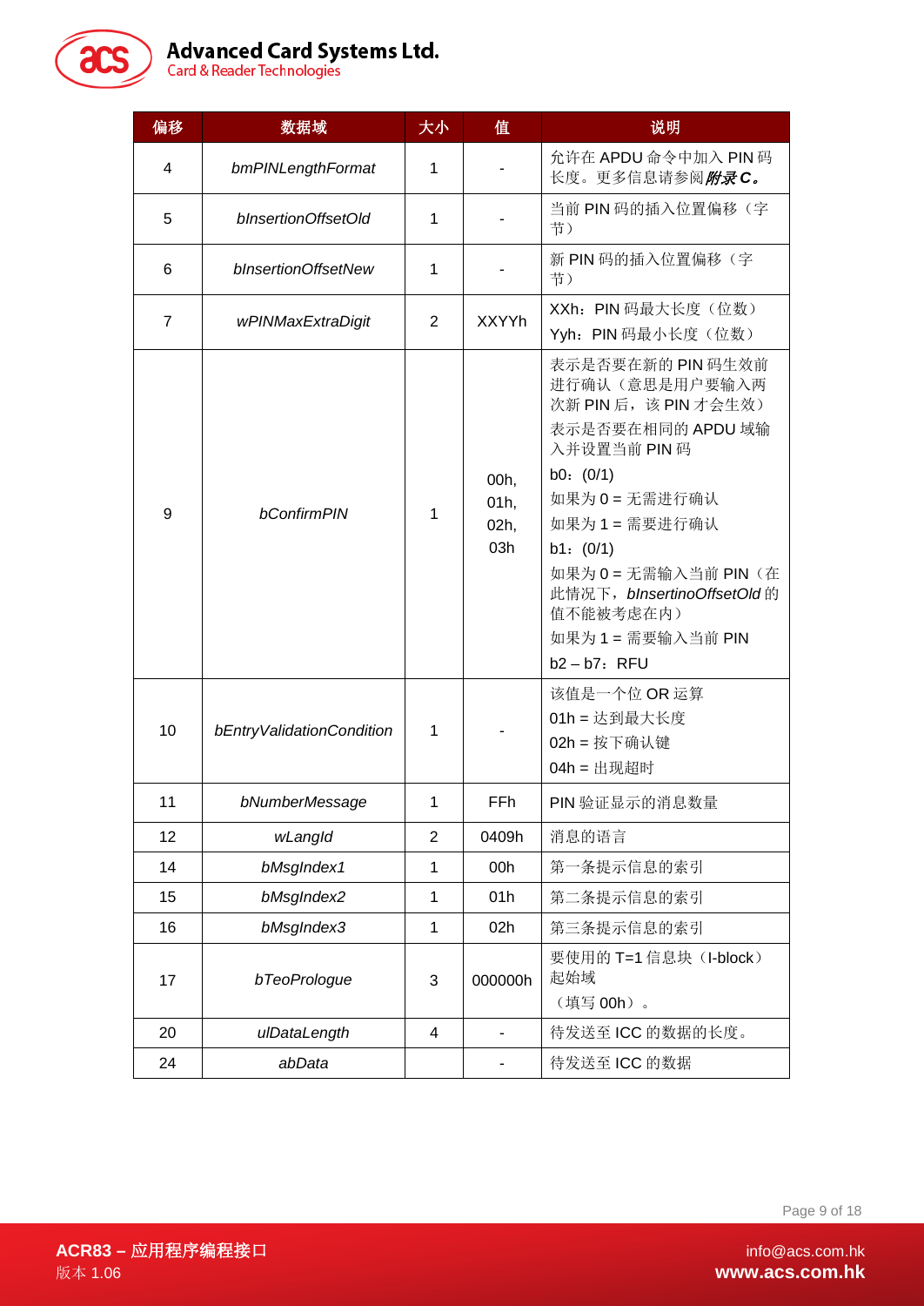| 偏移 | 数据域 | 大小 | 值 | 说明 |
|---|---|---|---|---|
| 4 | *bmPINLengthFormat* | 1 | - | 允许在 APDU 命令中加入 PIN 码长度。更多信息请参阅***附录 C。*** |
| 5 | *bInsertionOffsetOld* | 1 | - | 当前 PIN 码的插入位置偏移（字节） |
| 6 | *bInsertionOffsetNew* | 1 | - | 新 PIN 码的插入位置偏移（字节） |
| 7 | *wPINMaxExtraDigit* | 2 | XXYYh | XXh：PIN 码最大长度（位数）<br>Yyh：PIN 码最小长度（位数） |
| 9 | *bConfirmPIN* | 1 | 00h,<br>01h,<br>02h,<br>03h | 表示是否要在新的 PIN 码生效前进行确认（意思是用户要输入两次新 PIN 后，该 PIN 才会生效）<br>表示是否要在相同的 APDU 域输入并设置当前 PIN 码<br>b0：(0/1)<br>如果为 0 = 无需进行确认<br>如果为 1 = 需要进行确认<br>b1：(0/1)<br>如果为 0 = 无需输入当前 PIN（在此情况下，*bInsertinoOffsetOld* 的值不能被考虑在内）<br>如果为 1 = 需要输入当前 PIN<br>b2 – b7：RFU |
| 10 | *bEntryValidationCondition* | 1 | - | 该值是一个位 OR 运算<br>01h = 达到最大长度<br>02h = 按下确认键<br>04h = 出现超时 |
| 11 | *bNumberMessage* | 1 | FFh | PIN 验证显示的消息数量 |
| 12 | *wLangId* | 2 | 0409h | 消息的语言 |
| 14 | *bMsgIndex1* | 1 | 00h | 第一条提示信息的索引 |
| 15 | *bMsgIndex2* | 1 | 01h | 第二条提示信息的索引 |
| 16 | *bMsgIndex3* | 1 | 02h | 第三条提示信息的索引 |
| 17 | *bTeoPrologue* | 3 | 000000h | 要使用的 T=1 信息块（I-block）起始域<br>（填写 00h）。 |
| 20 | *ulDataLength* | 4 | - | 待发送至 ICC 的数据的长度。 |
| 24 | *abData* | | - | 待发送至 ICC 的数据 |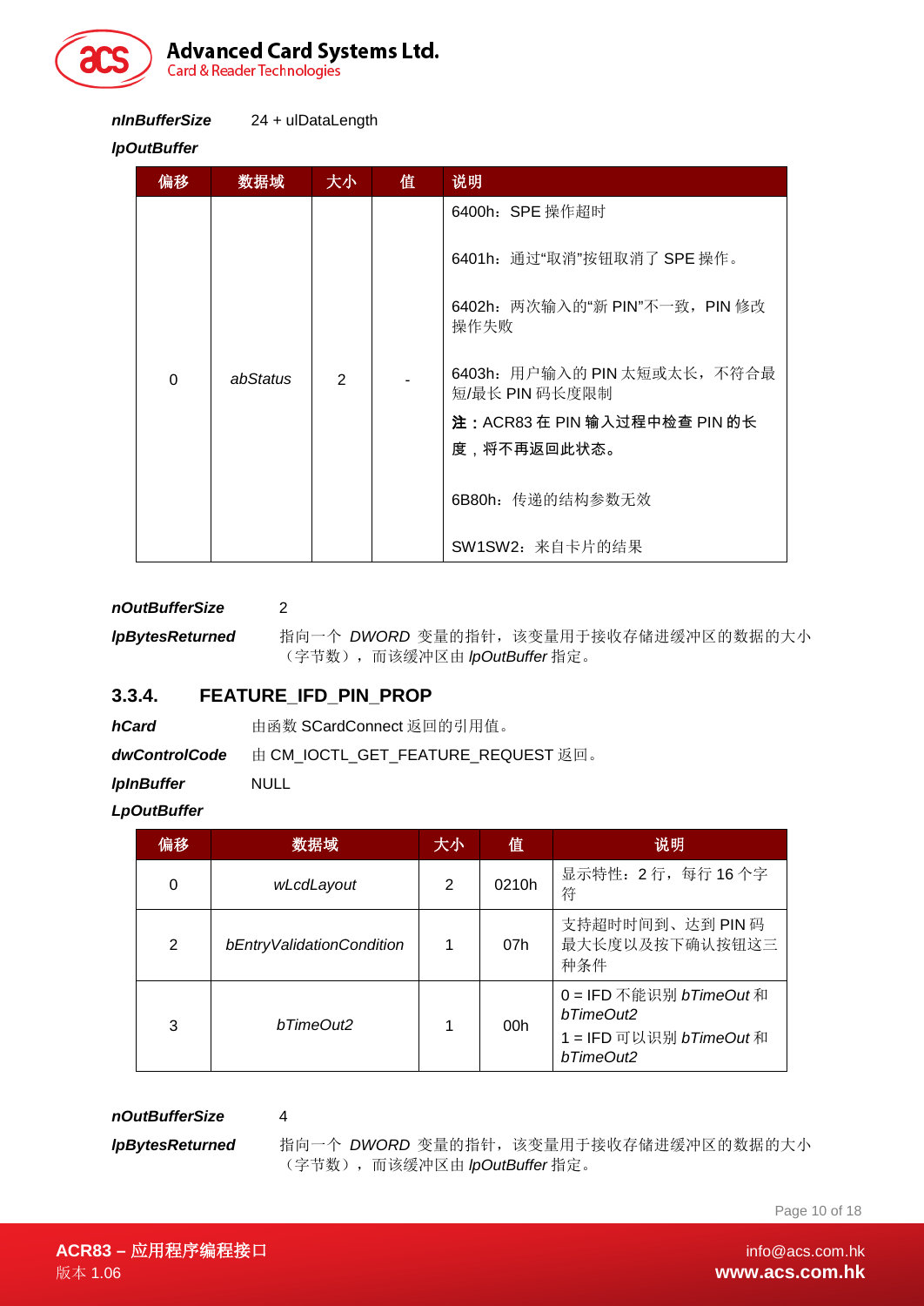**nInBufferSize** 24 + ulDataLength

***lpOutBuffer***

| 偏移 | 数据域 | 大小 | 值 | 说明 |
|---|---|---|---|---|
| 0 | *abStatus* | 2 | - | 6400h：SPE 操作超时<br><br>6401h：通过"取消"按钮取消了 SPE 操作。<br><br>6402h：两次输入的"新 PIN"不一致，PIN 修改操作失败<br><br>6403h：用户输入的 PIN 太短或太长，不符合最短/最长 PIN 码长度限制<br>**注：ACR83 在 PIN 输入过程中检查 PIN 的长度，将不再返回此状态。**<br><br>6B80h：传递的结构参数无效<br><br>SW1SW2：来自卡片的结果 |

***nOutBufferSize*** 2

***lpBytesReturned*** 指向一个 *DWORD* 变量的指针，该变量用于接收存储进缓冲区的数据的大小（字节数），而该缓冲区由 *lpOutBuffer* 指定。

### 3.3.4. FEATURE_IFD_PIN_PROP

***hCard*** 由函数 SCardConnect 返回的引用值。

***dwControlCode*** 由 CM_IOCTL_GET_FEATURE_REQUEST 返回。

***lpInBuffer*** NULL

***LpOutBuffer***

| 偏移 | 数据域 | 大小 | 值 | 说明 |
|---|---|---|---|---|
| 0 | *wLcdLayout* | 2 | 0210h | 显示特性：2 行，每行 16 个字符 |
| 2 | *bEntryValidationCondition* | 1 | 07h | 支持超时时间到、达到 PIN 码最大长度以及按下确认按钮这三种条件 |
| 3 | *bTimeOut2* | 1 | 00h | 0 = IFD 不能识别 *bTimeOut* 和 *bTimeOut2*<br>1 = IFD 可以识别 *bTimeOut* 和 *bTimeOut2* |

***nOutBufferSize*** 4

***lpBytesReturned*** 指向一个 *DWORD* 变量的指针，该变量用于接收存储进缓冲区的数据的大小（字节数），而该缓冲区由 *lpOutBuffer* 指定。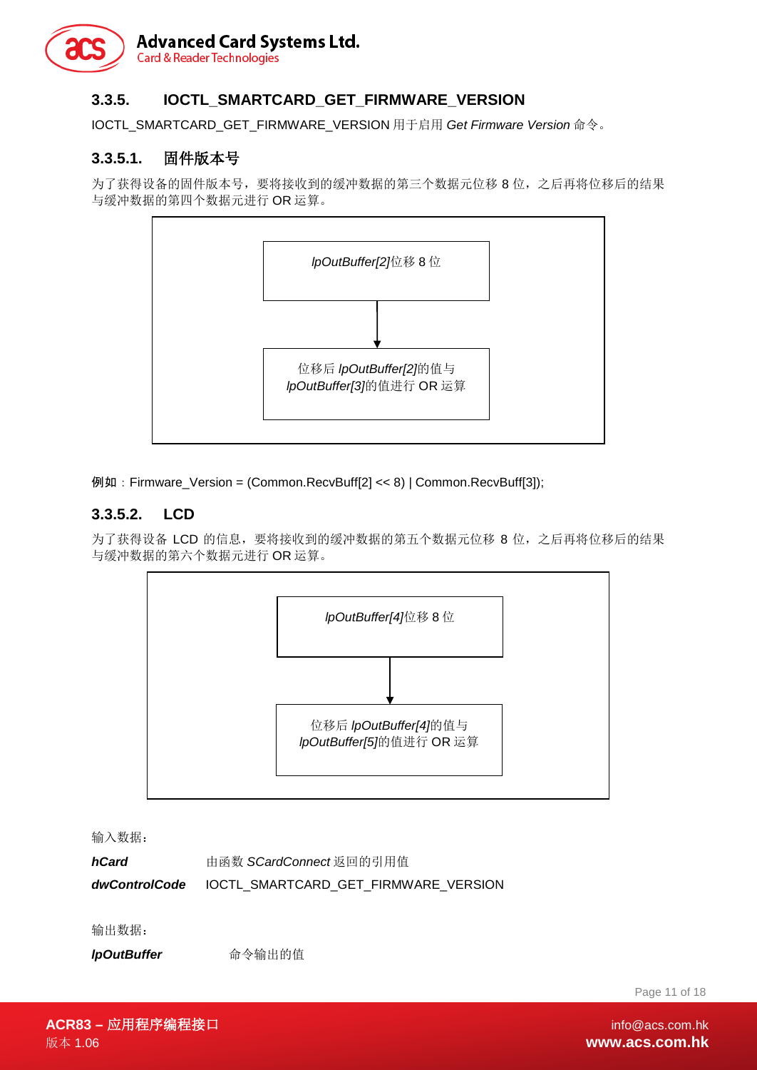### 3.3.5. IOCTL_SMARTCARD_GET_FIRMWARE_VERSION

IOCTL_SMARTCARD_GET_FIRMWARE_VERSION 用于启用 *Get Firmware Version* 命令。

#### 3.3.5.1. 固件版本号

为了获得设备的固件版本号，要将接收到的缓冲数据的第三个数据元位移 8 位，之后再将位移后的结果与缓冲数据的第四个数据元进行 OR 运算。

*lpOutBuffer[2]*位移 8 位

↓

位移后 *lpOutBuffer[2]*的值与 *lpOutBuffer[3]*的值进行 OR 运算

**例如**：Firmware_Version = (Common.RecvBuff[2] << 8) | Common.RecvBuff[3]);

#### 3.3.5.2. LCD

为了获得设备 LCD 的信息，要将接收到的缓冲数据的第五个数据元位移 8 位，之后再将位移后的结果与缓冲数据的第六个数据元进行 OR 运算。

*lpOutBuffer[4]*位移 8 位

↓

位移后 *lpOutBuffer[4]*的值与 *lpOutBuffer[5]*的值进行 OR 运算

输入数据：

| | |
|---|---|
| ***hCard*** | 由函数 *SCardConnect* 返回的引用值 |
| ***dwControlCode*** | IOCTL_SMARTCARD_GET_FIRMWARE_VERSION |

输出数据：

| | |
|---|---|
| ***lpOutBuffer*** | 命令输出的值 |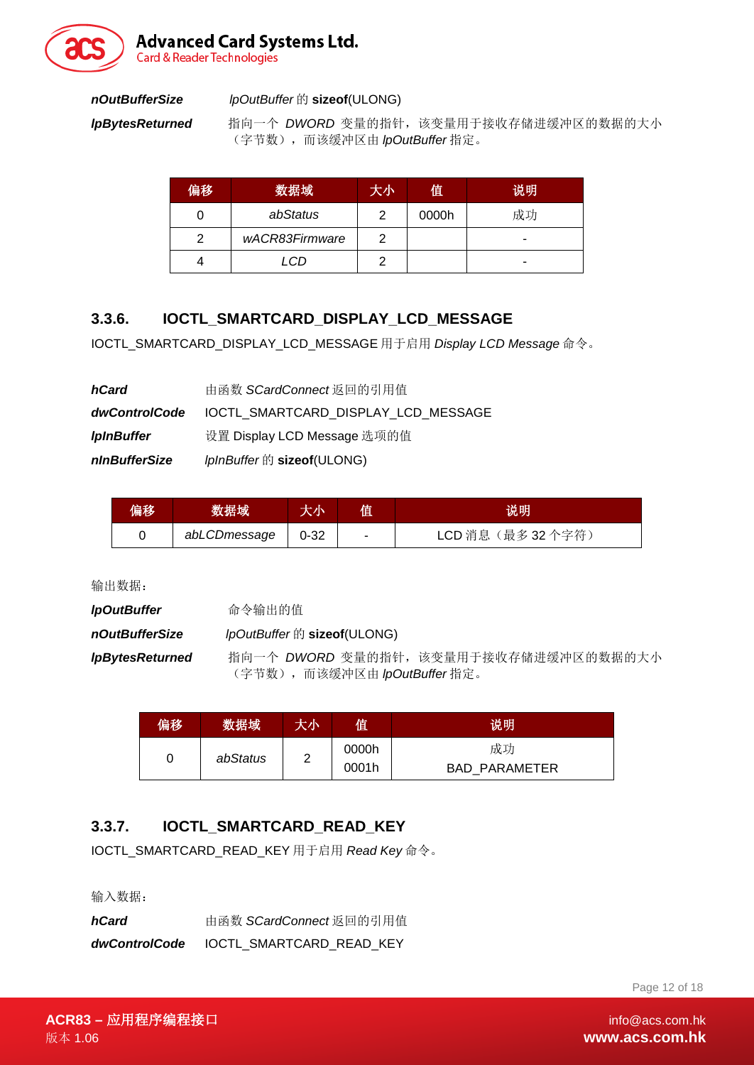***nOutBufferSize*** *lpOutBuffer* 的 **sizeof**(ULONG)

***lpBytesReturned*** 指向一个 *DWORD* 变量的指针，该变量用于接收存储进缓冲区的数据的大小（字节数），而该缓冲区由 *lpOutBuffer* 指定。

| 偏移 | 数据域 | 大小 | 值 | 说明 |
|---|---|---|---|---|
| 0 | *abStatus* | 2 | 0000h | 成功 |
| 2 | *wACR83Firmware* | 2 | | - |
| 4 | *LCD* | 2 | | - |

### 3.3.6. IOCTL_SMARTCARD_DISPLAY_LCD_MESSAGE

IOCTL_SMARTCARD_DISPLAY_LCD_MESSAGE 用于启用 *Display LCD Message* 命令。

***hCard*** 由函数 *SCardConnect* 返回的引用值

***dwControlCode*** IOCTL_SMARTCARD_DISPLAY_LCD_MESSAGE

***lpInBuffer*** 设置 Display LCD Message 选项的值

***nInBufferSize*** *lpInBuffer* 的 **sizeof**(ULONG)

| 偏移 | 数据域 | 大小 | 值 | 说明 |
|---|---|---|---|---|
| 0 | *abLCDmessage* | 0-32 | - | LCD 消息（最多 32 个字符） |

输出数据：

***lpOutBuffer*** 命令输出的值

***nOutBufferSize*** *lpOutBuffer* 的 **sizeof**(ULONG)

***lpBytesReturned*** 指向一个 *DWORD* 变量的指针，该变量用于接收存储进缓冲区的数据的大小（字节数），而该缓冲区由 *lpOutBuffer* 指定。

| 偏移 | 数据域 | 大小 | 值 | 说明 |
|---|---|---|---|---|
| 0 | *abStatus* | 2 | 0000h<br>0001h | 成功<br>BAD_PARAMETER |

### 3.3.7. IOCTL_SMARTCARD_READ_KEY

IOCTL_SMARTCARD_READ_KEY 用于启用 *Read Key* 命令。

输入数据：

***hCard*** 由函数 *SCardConnect* 返回的引用值

***dwControlCode*** IOCTL_SMARTCARD_READ_KEY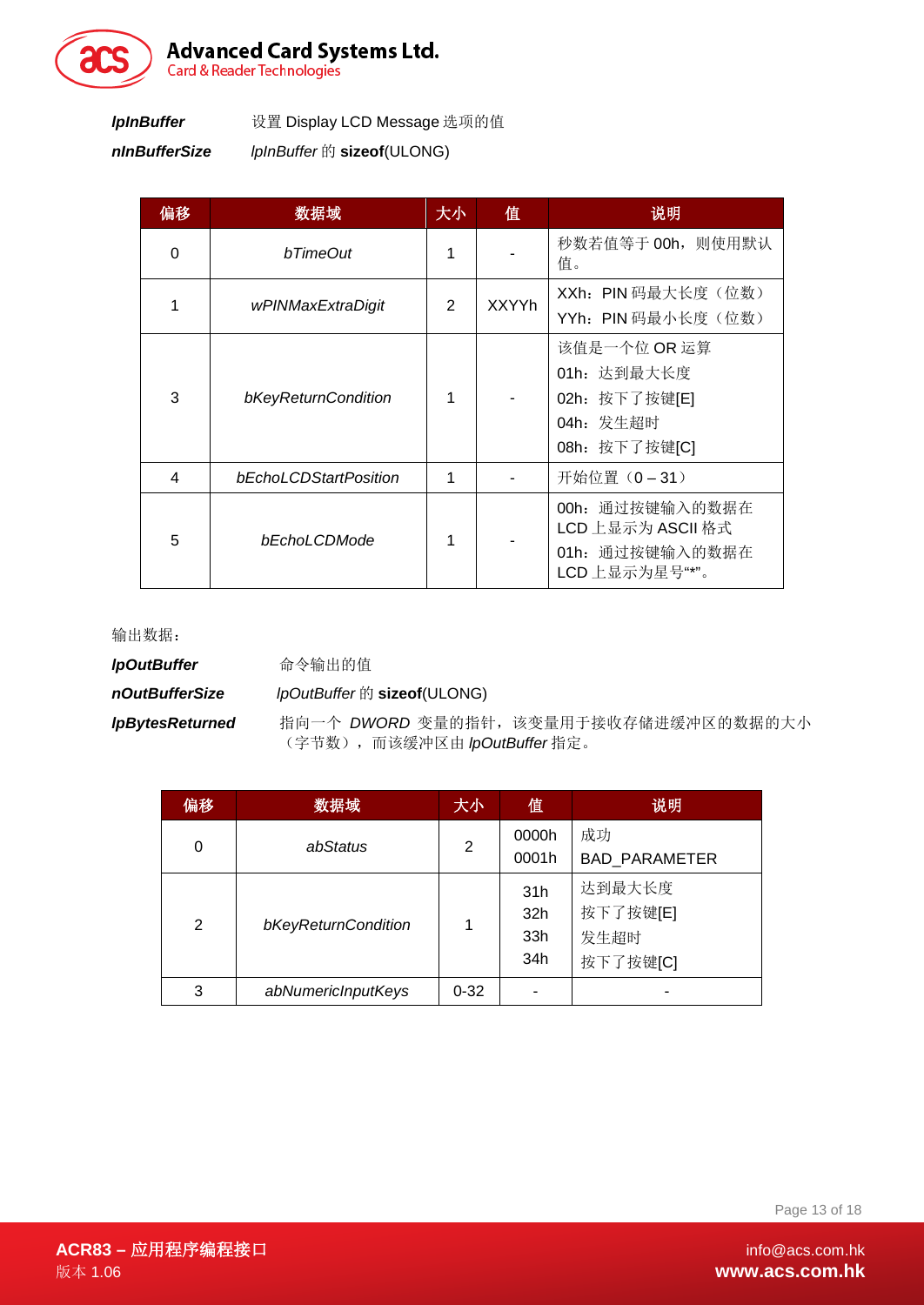***lpInBuffer*** 设置 Display LCD Message 选项的值

***nInBufferSize*** *lpInBuffer* 的 **sizeof**(ULONG)

| 偏移 | 数据域 | 大小 | 值 | 说明 |
|---|---|---|---|---|
| 0 | *bTimeOut* | 1 | - | 秒数若值等于 00h，则使用默认值。 |
| 1 | *wPINMaxExtraDigit* | 2 | XXYYh | XXh：PIN 码最大长度（位数）<br>YYh：PIN 码最小长度（位数） |
| 3 | *bKeyReturnCondition* | 1 | - | 该值是一个位 OR 运算<br>01h：达到最大长度<br>02h：按下了按键[E]<br>04h：发生超时<br>08h：按下了按键[C] |
| 4 | *bEchoLCDStartPosition* | 1 | - | 开始位置（0 – 31） |
| 5 | *bEchoLCDMode* | 1 | - | 00h：通过按键输入的数据在 LCD 上显示为 ASCII 格式<br>01h：通过按键输入的数据在 LCD 上显示为星号"*"。 |

输出数据：

***lpOutBuffer*** 命令输出的值

***nOutBufferSize*** *lpOutBuffer* 的 **sizeof**(ULONG)

***lpBytesReturned*** 指向一个 *DWORD* 变量的指针，该变量用于接收存储进缓冲区的数据的大小（字节数），而该缓冲区由 *lpOutBuffer* 指定。

| 偏移 | 数据域 | 大小 | 值 | 说明 |
|---|---|---|---|---|
| 0 | *abStatus* | 2 | 0000h<br>0001h | 成功<br>BAD_PARAMETER |
| 2 | *bKeyReturnCondition* | 1 | 31h<br>32h<br>33h<br>34h | 达到最大长度<br>按下了按键[E]<br>发生超时<br>按下了按键[C] |
| 3 | *abNumericInputKeys* | 0-32 | - | - |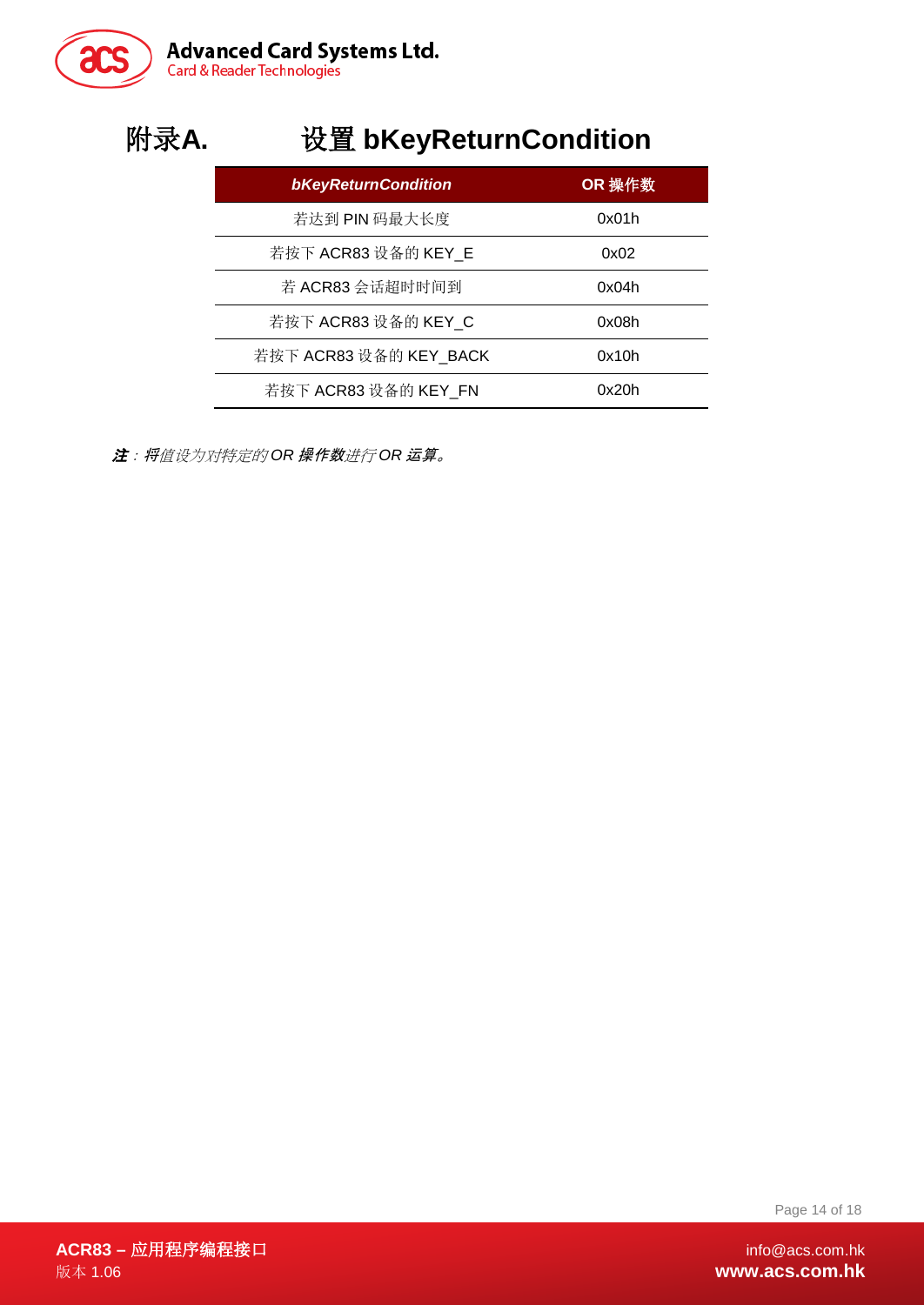# 附录A. 设置 bKeyReturnCondition

| *bKeyReturnCondition* | OR 操作数 |
| --- | --- |
| 若达到 PIN 码最大长度 | 0x01h |
| 若按下 ACR83 设备的 KEY_E | 0x02 |
| 若 ACR83 会话超时时间到 | 0x04h |
| 若按下 ACR83 设备的 KEY_C | 0x08h |
| 若按下 ACR83 设备的 KEY_BACK | 0x10h |
| 若按下 ACR83 设备的 KEY_FN | 0x20h |

***注***：*将值设为对特定的 OR* ***操作数****进行 OR* ***运算****。*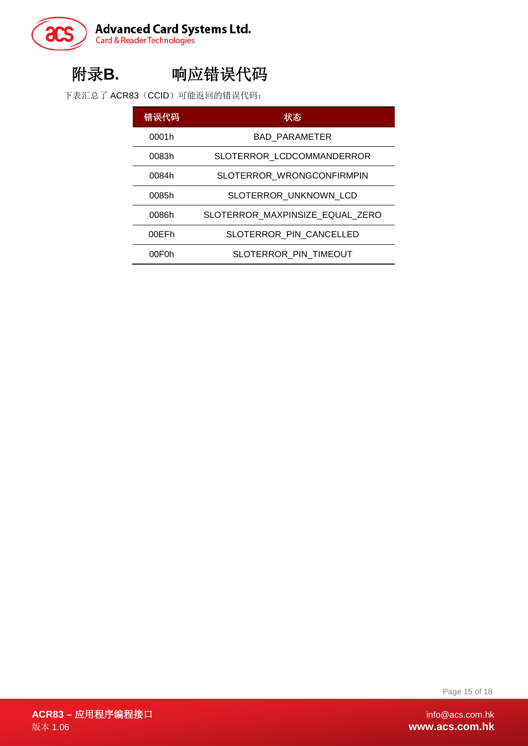# 附录B. 响应错误代码

下表汇总了 ACR83（CCID）可能返回的错误代码：

| 错误代码 | 状态 |
|---|---|
| 0001h | BAD_PARAMETER |
| 0083h | SLOTERROR_LCDCOMMANDERROR |
| 0084h | SLOTERROR_WRONGCONFIRMPIN |
| 0085h | SLOTERROR_UNKNOWN_LCD |
| 0086h | SLOTERROR_MAXPINSIZE_EQUAL_ZERO |
| 00EFh | SLOTERROR_PIN_CANCELLED |
| 00F0h | SLOTERROR_PIN_TIMEOUT |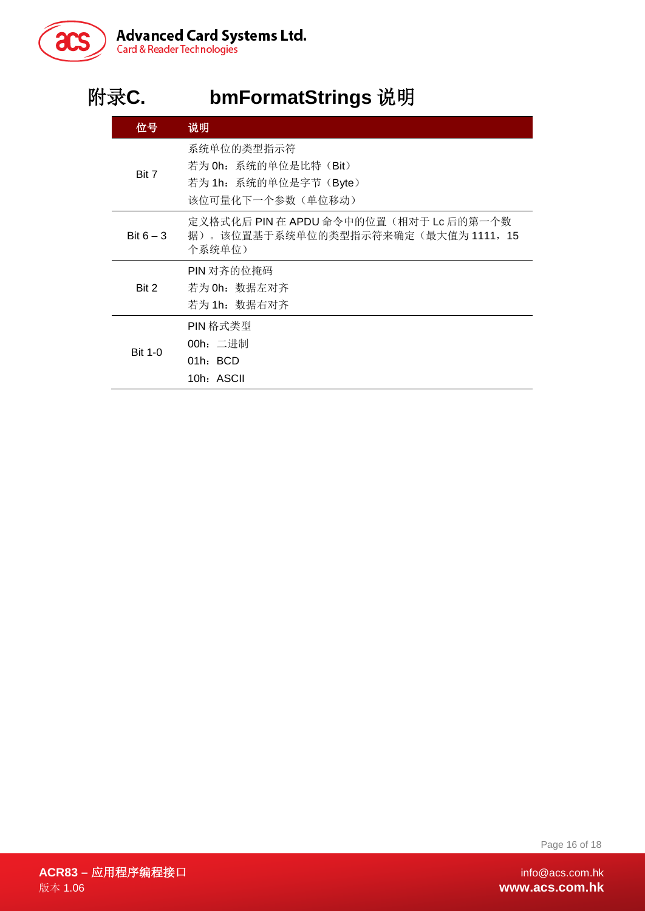# 附录C. bmFormatStrings 说明

| 位号 | 说明 |
| --- | --- |
| Bit 7 | 系统单位的类型指示符<br>若为 0h：系统的单位是比特（Bit）<br>若为 1h：系统的单位是字节（Byte）<br>该位可量化下一个参数（单位移动） |
| Bit 6 – 3 | 定义格式化后 PIN 在 APDU 命令中的位置（相对于 Lc 后的第一个数据）。该位置基于系统单位的类型指示符来确定（最大值为 1111，15 个系统单位） |
| Bit 2 | PIN 对齐的位掩码<br>若为 0h：数据左对齐<br>若为 1h：数据右对齐 |
| Bit 1-0 | PIN 格式类型<br>00h：二进制<br>01h：BCD<br>10h：ASCII |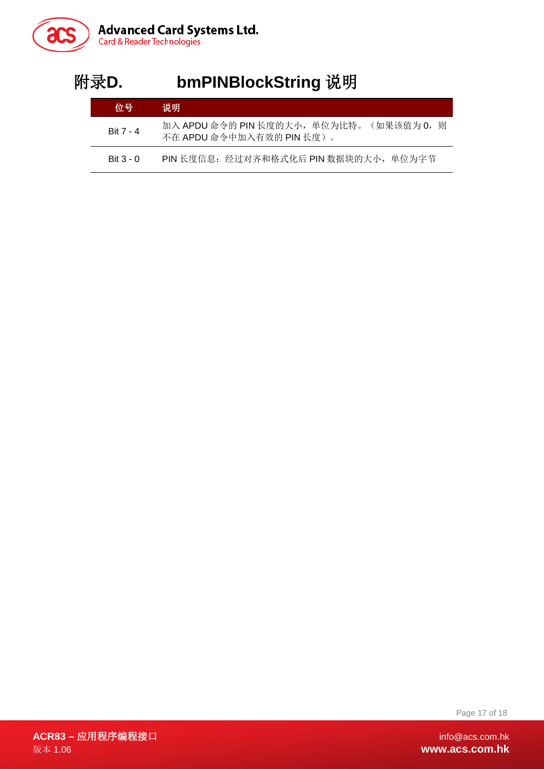# 附录D. bmPINBlockString 说明

| 位号 | 说明 |
|---|---|
| Bit 7 - 4 | 加入 APDU 命令的 PIN 长度的大小，单位为比特。（如果该值为 0，则不在 APDU 命令中加入有效的 PIN 长度）。 |
| Bit 3 - 0 | PIN 长度信息：经过对齐和格式化后 PIN 数据块的大小，单位为字节 |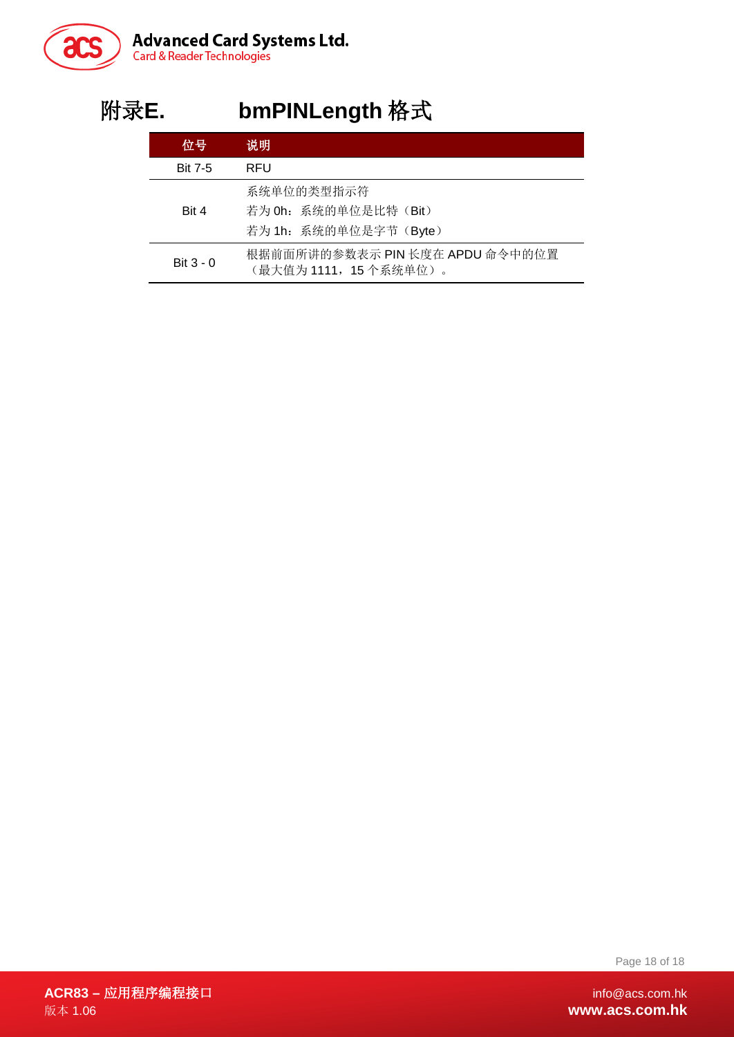# 附录E. bmPINLength 格式

| 位号 | 说明 |
|---|---|
| Bit 7-5 | RFU |
| Bit 4 | 系统单位的类型指示符<br>若为 0h：系统的单位是比特（Bit）<br>若为 1h：系统的单位是字节（Byte） |
| Bit 3 - 0 | 根据前面所讲的参数表示 PIN 长度在 APDU 命令中的位置（最大值为 1111，15 个系统单位）。 |